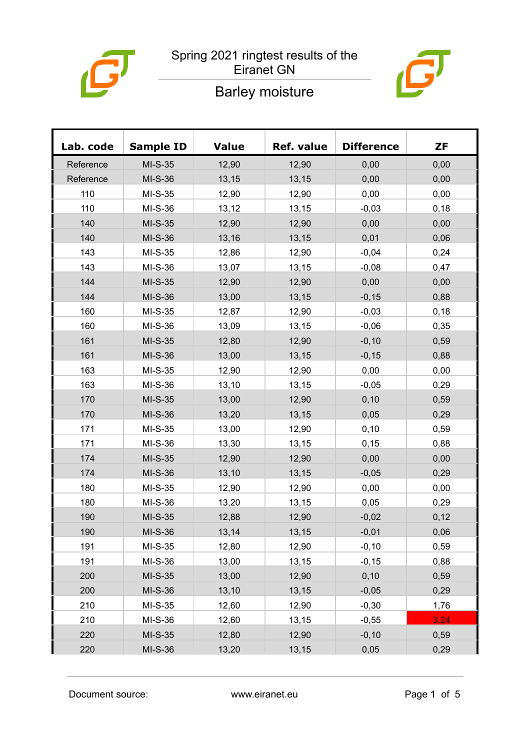# Spring 2021 ringtest results of the Eiranet GN

## Barley moisture

| Lab. code | Sample ID | Value | Ref. value | Difference | ZF |
|---|---|---|---|---|---|
| Reference | MI-S-35 | 12,90 | 12,90 | 0,00 | 0,00 |
| Reference | MI-S-36 | 13,15 | 13,15 | 0,00 | 0,00 |
| 110 | MI-S-35 | 12,90 | 12,90 | 0,00 | 0,00 |
| 110 | MI-S-36 | 13,12 | 13,15 | -0,03 | 0,18 |
| 140 | MI-S-35 | 12,90 | 12,90 | 0,00 | 0,00 |
| 140 | MI-S-36 | 13,16 | 13,15 | 0,01 | 0,06 |
| 143 | MI-S-35 | 12,86 | 12,90 | -0,04 | 0,24 |
| 143 | MI-S-36 | 13,07 | 13,15 | -0,08 | 0,47 |
| 144 | MI-S-35 | 12,90 | 12,90 | 0,00 | 0,00 |
| 144 | MI-S-36 | 13,00 | 13,15 | -0,15 | 0,88 |
| 160 | MI-S-35 | 12,87 | 12,90 | -0,03 | 0,18 |
| 160 | MI-S-36 | 13,09 | 13,15 | -0,06 | 0,35 |
| 161 | MI-S-35 | 12,80 | 12,90 | -0,10 | 0,59 |
| 161 | MI-S-36 | 13,00 | 13,15 | -0,15 | 0,88 |
| 163 | MI-S-35 | 12,90 | 12,90 | 0,00 | 0,00 |
| 163 | MI-S-36 | 13,10 | 13,15 | -0,05 | 0,29 |
| 170 | MI-S-35 | 13,00 | 12,90 | 0,10 | 0,59 |
| 170 | MI-S-36 | 13,20 | 13,15 | 0,05 | 0,29 |
| 171 | MI-S-35 | 13,00 | 12,90 | 0,10 | 0,59 |
| 171 | MI-S-36 | 13,30 | 13,15 | 0,15 | 0,88 |
| 174 | MI-S-35 | 12,90 | 12,90 | 0,00 | 0,00 |
| 174 | MI-S-36 | 13,10 | 13,15 | -0,05 | 0,29 |
| 180 | MI-S-35 | 12,90 | 12,90 | 0,00 | 0,00 |
| 180 | MI-S-36 | 13,20 | 13,15 | 0,05 | 0,29 |
| 190 | MI-S-35 | 12,88 | 12,90 | -0,02 | 0,12 |
| 190 | MI-S-36 | 13,14 | 13,15 | -0,01 | 0,06 |
| 191 | MI-S-35 | 12,80 | 12,90 | -0,10 | 0,59 |
| 191 | MI-S-36 | 13,00 | 13,15 | -0,15 | 0,88 |
| 200 | MI-S-35 | 13,00 | 12,90 | 0,10 | 0,59 |
| 200 | MI-S-36 | 13,10 | 13,15 | -0,05 | 0,29 |
| 210 | MI-S-35 | 12,60 | 12,90 | -0,30 | 1,76 |
| 210 | MI-S-36 | 12,60 | 13,15 | -0,55 | 3,24 |
| 220 | MI-S-35 | 12,80 | 12,90 | -0,10 | 0,59 |
| 220 | MI-S-36 | 13,20 | 13,15 | 0,05 | 0,29 |

Document source: www.eiranet.eu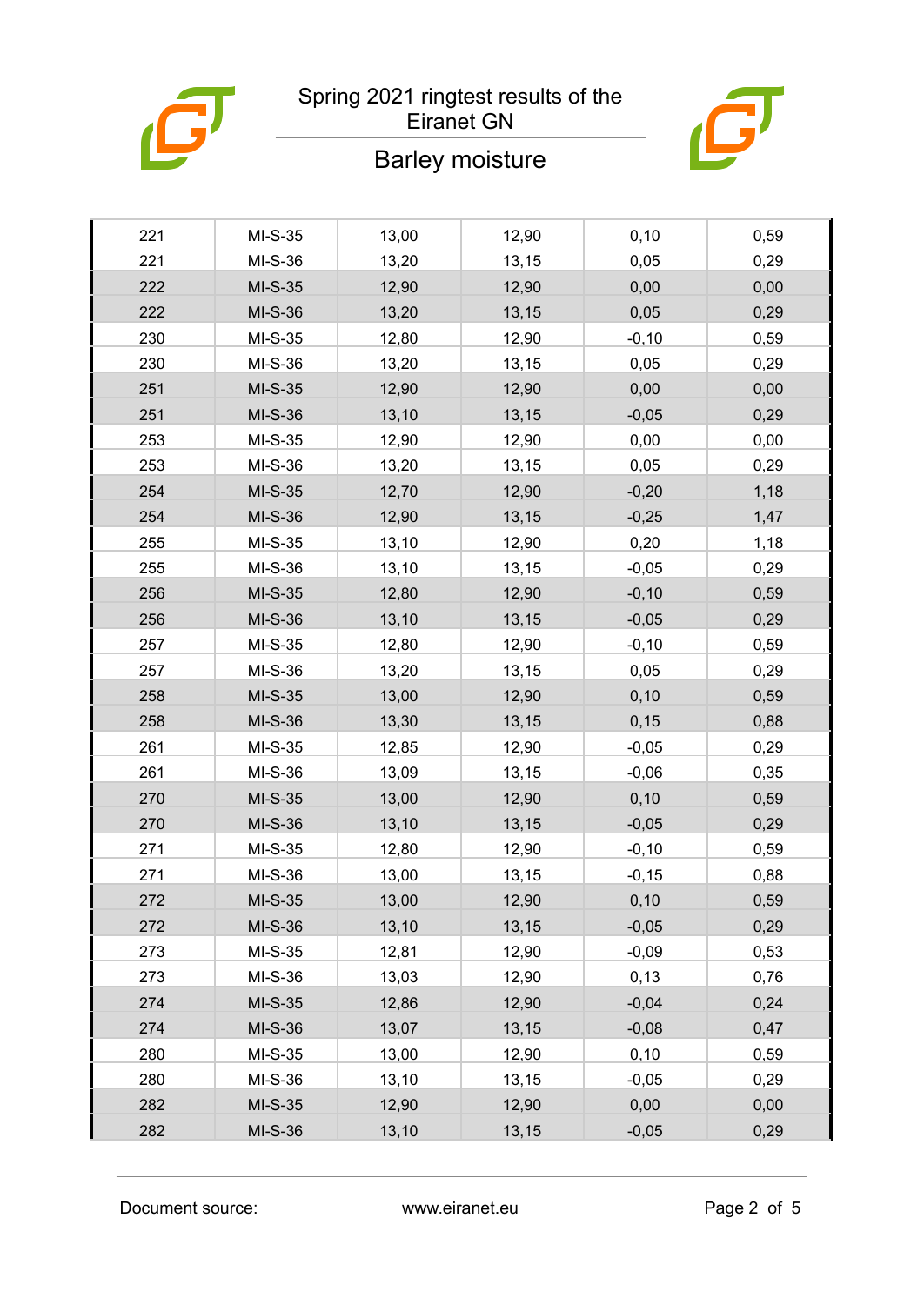# Spring 2021 ringtest results of the Eiranet GN

## Barley moisture

| | | | | | |
|---|---|---|---|---|---|
| 221 | MI-S-35 | 13,00 | 12,90 | 0,10 | 0,59 |
| 221 | MI-S-36 | 13,20 | 13,15 | 0,05 | 0,29 |
| 222 | MI-S-35 | 12,90 | 12,90 | 0,00 | 0,00 |
| 222 | MI-S-36 | 13,20 | 13,15 | 0,05 | 0,29 |
| 230 | MI-S-35 | 12,80 | 12,90 | -0,10 | 0,59 |
| 230 | MI-S-36 | 13,20 | 13,15 | 0,05 | 0,29 |
| 251 | MI-S-35 | 12,90 | 12,90 | 0,00 | 0,00 |
| 251 | MI-S-36 | 13,10 | 13,15 | -0,05 | 0,29 |
| 253 | MI-S-35 | 12,90 | 12,90 | 0,00 | 0,00 |
| 253 | MI-S-36 | 13,20 | 13,15 | 0,05 | 0,29 |
| 254 | MI-S-35 | 12,70 | 12,90 | -0,20 | 1,18 |
| 254 | MI-S-36 | 12,90 | 13,15 | -0,25 | 1,47 |
| 255 | MI-S-35 | 13,10 | 12,90 | 0,20 | 1,18 |
| 255 | MI-S-36 | 13,10 | 13,15 | -0,05 | 0,29 |
| 256 | MI-S-35 | 12,80 | 12,90 | -0,10 | 0,59 |
| 256 | MI-S-36 | 13,10 | 13,15 | -0,05 | 0,29 |
| 257 | MI-S-35 | 12,80 | 12,90 | -0,10 | 0,59 |
| 257 | MI-S-36 | 13,20 | 13,15 | 0,05 | 0,29 |
| 258 | MI-S-35 | 13,00 | 12,90 | 0,10 | 0,59 |
| 258 | MI-S-36 | 13,30 | 13,15 | 0,15 | 0,88 |
| 261 | MI-S-35 | 12,85 | 12,90 | -0,05 | 0,29 |
| 261 | MI-S-36 | 13,09 | 13,15 | -0,06 | 0,35 |
| 270 | MI-S-35 | 13,00 | 12,90 | 0,10 | 0,59 |
| 270 | MI-S-36 | 13,10 | 13,15 | -0,05 | 0,29 |
| 271 | MI-S-35 | 12,80 | 12,90 | -0,10 | 0,59 |
| 271 | MI-S-36 | 13,00 | 13,15 | -0,15 | 0,88 |
| 272 | MI-S-35 | 13,00 | 12,90 | 0,10 | 0,59 |
| 272 | MI-S-36 | 13,10 | 13,15 | -0,05 | 0,29 |
| 273 | MI-S-35 | 12,81 | 12,90 | -0,09 | 0,53 |
| 273 | MI-S-36 | 13,03 | 12,90 | 0,13 | 0,76 |
| 274 | MI-S-35 | 12,86 | 12,90 | -0,04 | 0,24 |
| 274 | MI-S-36 | 13,07 | 13,15 | -0,08 | 0,47 |
| 280 | MI-S-35 | 13,00 | 12,90 | 0,10 | 0,59 |
| 280 | MI-S-36 | 13,10 | 13,15 | -0,05 | 0,29 |
| 282 | MI-S-35 | 12,90 | 12,90 | 0,00 | 0,00 |
| 282 | MI-S-36 | 13,10 | 13,15 | -0,05 | 0,29 |

Document source: www.eiranet.eu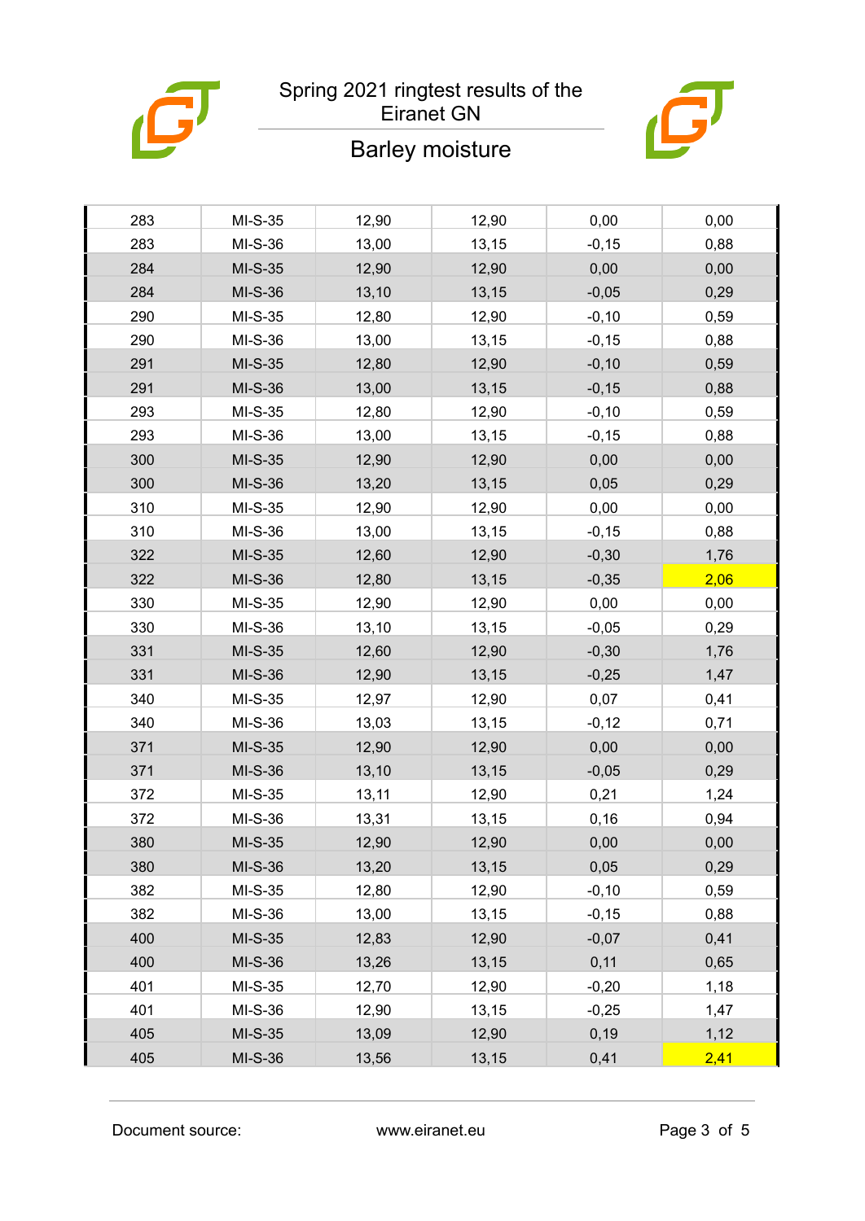# Spring 2021 ringtest results of the Eiranet GN

## Barley moisture

| | | | | | |
|---|---|---|---|---|---|
| 283 | MI-S-35 | 12,90 | 12,90 | 0,00 | 0,00 |
| 283 | MI-S-36 | 13,00 | 13,15 | -0,15 | 0,88 |
| 284 | MI-S-35 | 12,90 | 12,90 | 0,00 | 0,00 |
| 284 | MI-S-36 | 13,10 | 13,15 | -0,05 | 0,29 |
| 290 | MI-S-35 | 12,80 | 12,90 | -0,10 | 0,59 |
| 290 | MI-S-36 | 13,00 | 13,15 | -0,15 | 0,88 |
| 291 | MI-S-35 | 12,80 | 12,90 | -0,10 | 0,59 |
| 291 | MI-S-36 | 13,00 | 13,15 | -0,15 | 0,88 |
| 293 | MI-S-35 | 12,80 | 12,90 | -0,10 | 0,59 |
| 293 | MI-S-36 | 13,00 | 13,15 | -0,15 | 0,88 |
| 300 | MI-S-35 | 12,90 | 12,90 | 0,00 | 0,00 |
| 300 | MI-S-36 | 13,20 | 13,15 | 0,05 | 0,29 |
| 310 | MI-S-35 | 12,90 | 12,90 | 0,00 | 0,00 |
| 310 | MI-S-36 | 13,00 | 13,15 | -0,15 | 0,88 |
| 322 | MI-S-35 | 12,60 | 12,90 | -0,30 | 1,76 |
| 322 | MI-S-36 | 12,80 | 13,15 | -0,35 | 2,06 |
| 330 | MI-S-35 | 12,90 | 12,90 | 0,00 | 0,00 |
| 330 | MI-S-36 | 13,10 | 13,15 | -0,05 | 0,29 |
| 331 | MI-S-35 | 12,60 | 12,90 | -0,30 | 1,76 |
| 331 | MI-S-36 | 12,90 | 13,15 | -0,25 | 1,47 |
| 340 | MI-S-35 | 12,97 | 12,90 | 0,07 | 0,41 |
| 340 | MI-S-36 | 13,03 | 13,15 | -0,12 | 0,71 |
| 371 | MI-S-35 | 12,90 | 12,90 | 0,00 | 0,00 |
| 371 | MI-S-36 | 13,10 | 13,15 | -0,05 | 0,29 |
| 372 | MI-S-35 | 13,11 | 12,90 | 0,21 | 1,24 |
| 372 | MI-S-36 | 13,31 | 13,15 | 0,16 | 0,94 |
| 380 | MI-S-35 | 12,90 | 12,90 | 0,00 | 0,00 |
| 380 | MI-S-36 | 13,20 | 13,15 | 0,05 | 0,29 |
| 382 | MI-S-35 | 12,80 | 12,90 | -0,10 | 0,59 |
| 382 | MI-S-36 | 13,00 | 13,15 | -0,15 | 0,88 |
| 400 | MI-S-35 | 12,83 | 12,90 | -0,07 | 0,41 |
| 400 | MI-S-36 | 13,26 | 13,15 | 0,11 | 0,65 |
| 401 | MI-S-35 | 12,70 | 12,90 | -0,20 | 1,18 |
| 401 | MI-S-36 | 12,90 | 13,15 | -0,25 | 1,47 |
| 405 | MI-S-35 | 13,09 | 12,90 | 0,19 | 1,12 |
| 405 | MI-S-36 | 13,56 | 13,15 | 0,41 | 2,41 |

Document source: www.eiranet.eu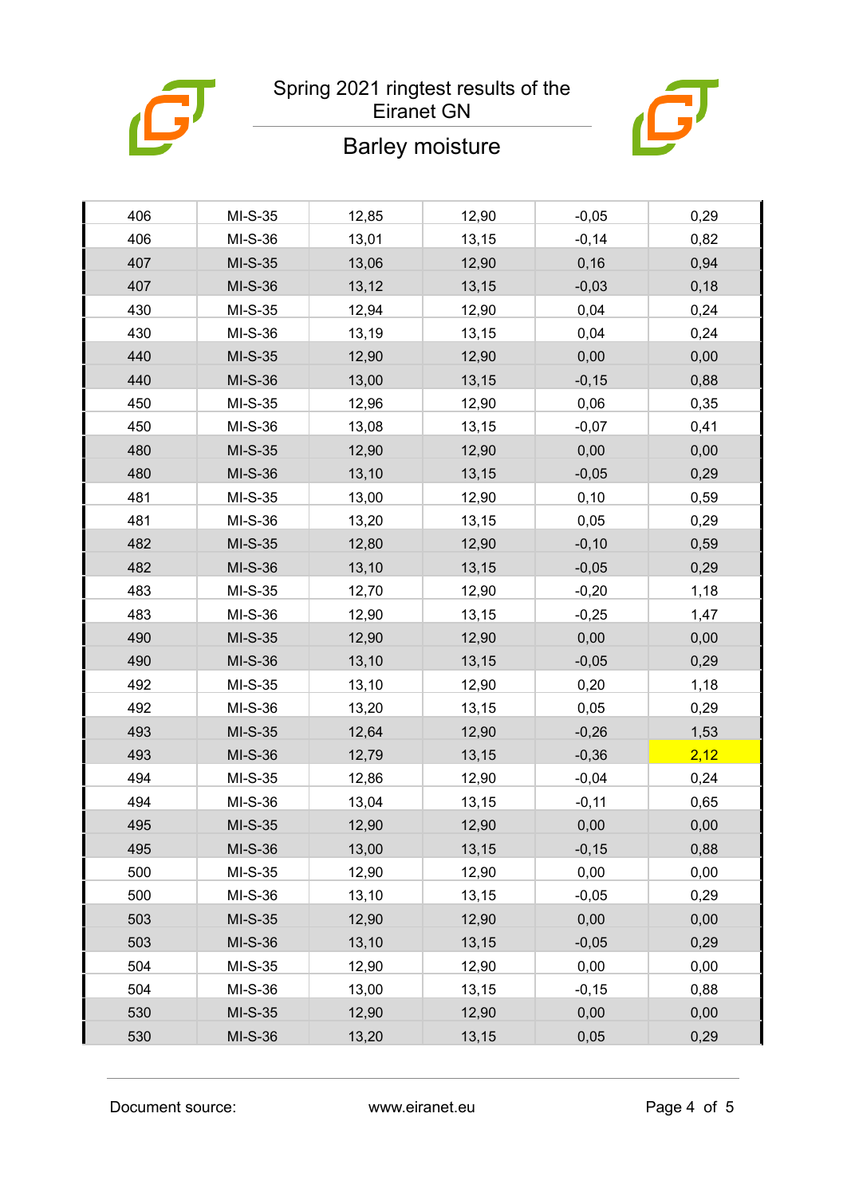# Spring 2021 ringtest results of the Eiranet GN

## Barley moisture

| | | | | | |
|---|---|---|---|---|---|
| 406 | MI-S-35 | 12,85 | 12,90 | -0,05 | 0,29 |
| 406 | MI-S-36 | 13,01 | 13,15 | -0,14 | 0,82 |
| 407 | MI-S-35 | 13,06 | 12,90 | 0,16 | 0,94 |
| 407 | MI-S-36 | 13,12 | 13,15 | -0,03 | 0,18 |
| 430 | MI-S-35 | 12,94 | 12,90 | 0,04 | 0,24 |
| 430 | MI-S-36 | 13,19 | 13,15 | 0,04 | 0,24 |
| 440 | MI-S-35 | 12,90 | 12,90 | 0,00 | 0,00 |
| 440 | MI-S-36 | 13,00 | 13,15 | -0,15 | 0,88 |
| 450 | MI-S-35 | 12,96 | 12,90 | 0,06 | 0,35 |
| 450 | MI-S-36 | 13,08 | 13,15 | -0,07 | 0,41 |
| 480 | MI-S-35 | 12,90 | 12,90 | 0,00 | 0,00 |
| 480 | MI-S-36 | 13,10 | 13,15 | -0,05 | 0,29 |
| 481 | MI-S-35 | 13,00 | 12,90 | 0,10 | 0,59 |
| 481 | MI-S-36 | 13,20 | 13,15 | 0,05 | 0,29 |
| 482 | MI-S-35 | 12,80 | 12,90 | -0,10 | 0,59 |
| 482 | MI-S-36 | 13,10 | 13,15 | -0,05 | 0,29 |
| 483 | MI-S-35 | 12,70 | 12,90 | -0,20 | 1,18 |
| 483 | MI-S-36 | 12,90 | 13,15 | -0,25 | 1,47 |
| 490 | MI-S-35 | 12,90 | 12,90 | 0,00 | 0,00 |
| 490 | MI-S-36 | 13,10 | 13,15 | -0,05 | 0,29 |
| 492 | MI-S-35 | 13,10 | 12,90 | 0,20 | 1,18 |
| 492 | MI-S-36 | 13,20 | 13,15 | 0,05 | 0,29 |
| 493 | MI-S-35 | 12,64 | 12,90 | -0,26 | 1,53 |
| 493 | MI-S-36 | 12,79 | 13,15 | -0,36 | 2,12 |
| 494 | MI-S-35 | 12,86 | 12,90 | -0,04 | 0,24 |
| 494 | MI-S-36 | 13,04 | 13,15 | -0,11 | 0,65 |
| 495 | MI-S-35 | 12,90 | 12,90 | 0,00 | 0,00 |
| 495 | MI-S-36 | 13,00 | 13,15 | -0,15 | 0,88 |
| 500 | MI-S-35 | 12,90 | 12,90 | 0,00 | 0,00 |
| 500 | MI-S-36 | 13,10 | 13,15 | -0,05 | 0,29 |
| 503 | MI-S-35 | 12,90 | 12,90 | 0,00 | 0,00 |
| 503 | MI-S-36 | 13,10 | 13,15 | -0,05 | 0,29 |
| 504 | MI-S-35 | 12,90 | 12,90 | 0,00 | 0,00 |
| 504 | MI-S-36 | 13,00 | 13,15 | -0,15 | 0,88 |
| 530 | MI-S-35 | 12,90 | 12,90 | 0,00 | 0,00 |
| 530 | MI-S-36 | 13,20 | 13,15 | 0,05 | 0,29 |

Document source: www.eiranet.eu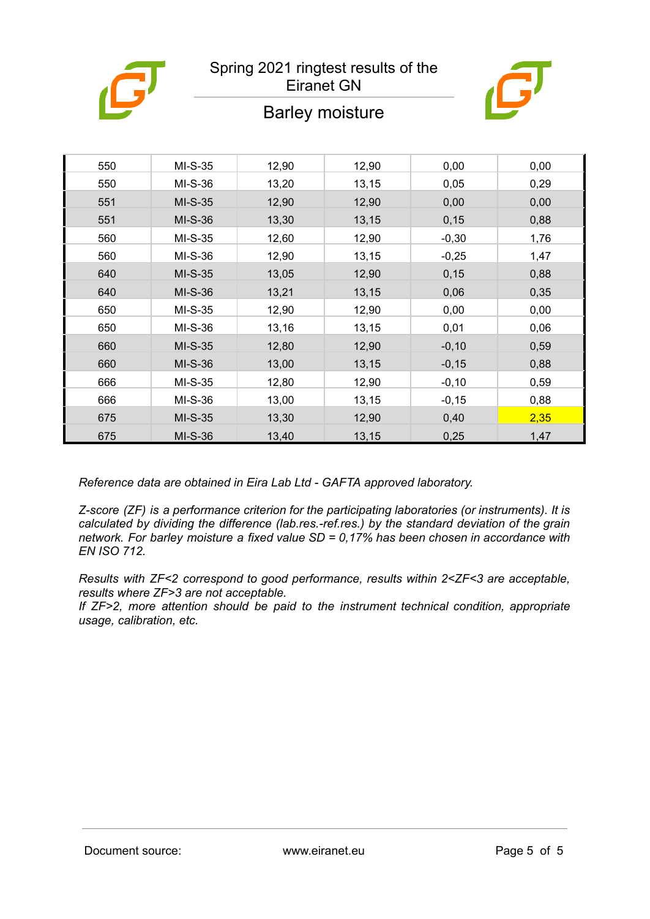| | | | | | |
|---|---|---|---|---|---|
| 550 | MI-S-35 | 12,90 | 12,90 | 0,00 | 0,00 |
| 550 | MI-S-36 | 13,20 | 13,15 | 0,05 | 0,29 |
| 551 | MI-S-35 | 12,90 | 12,90 | 0,00 | 0,00 |
| 551 | MI-S-36 | 13,30 | 13,15 | 0,15 | 0,88 |
| 560 | MI-S-35 | 12,60 | 12,90 | -0,30 | 1,76 |
| 560 | MI-S-36 | 12,90 | 13,15 | -0,25 | 1,47 |
| 640 | MI-S-35 | 13,05 | 12,90 | 0,15 | 0,88 |
| 640 | MI-S-36 | 13,21 | 13,15 | 0,06 | 0,35 |
| 650 | MI-S-35 | 12,90 | 12,90 | 0,00 | 0,00 |
| 650 | MI-S-36 | 13,16 | 13,15 | 0,01 | 0,06 |
| 660 | MI-S-35 | 12,80 | 12,90 | -0,10 | 0,59 |
| 660 | MI-S-36 | 13,00 | 13,15 | -0,15 | 0,88 |
| 666 | MI-S-35 | 12,80 | 12,90 | -0,10 | 0,59 |
| 666 | MI-S-36 | 13,00 | 13,15 | -0,15 | 0,88 |
| 675 | MI-S-35 | 13,30 | 12,90 | 0,40 | 2,35 |
| 675 | MI-S-36 | 13,40 | 13,15 | 0,25 | 1,47 |

*Reference data are obtained in Eira Lab Ltd - GAFTA approved laboratory.*

*Z-score (ZF) is a performance criterion for the participating laboratories (or instruments). It is calculated by dividing the difference (lab.res.-ref.res.) by the standard deviation of the grain network. For barley moisture a fixed value SD = 0,17% has been chosen in accordance with EN ISO 712.*

*Results with ZF<2 correspond to good performance, results within 2<ZF<3 are acceptable, results where ZF>3 are not acceptable.*
*If ZF>2, more attention should be paid to the instrument technical condition, appropriate usage, calibration, etc.*